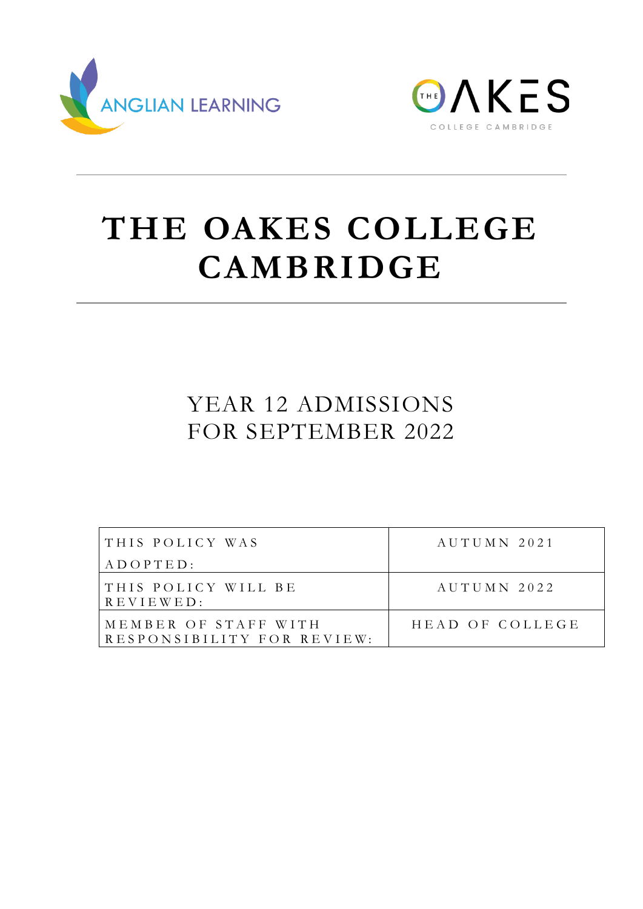ANGLIAN LEARNING

THE OAKES COLLEGE CAMBRIDGE

# THE OAKES COLLEGE CAMBRIDGE

## YEAR 12 ADMISSIONS FOR SEPTEMBER 2022

| THIS POLICY WAS ADOPTED: | AUTUMN 2021 |
| --- | --- |
| THIS POLICY WILL BE REVIEWED: | AUTUMN 2022 |
| MEMBER OF STAFF WITH RESPONSIBILITY FOR REVIEW: | HEAD OF COLLEGE |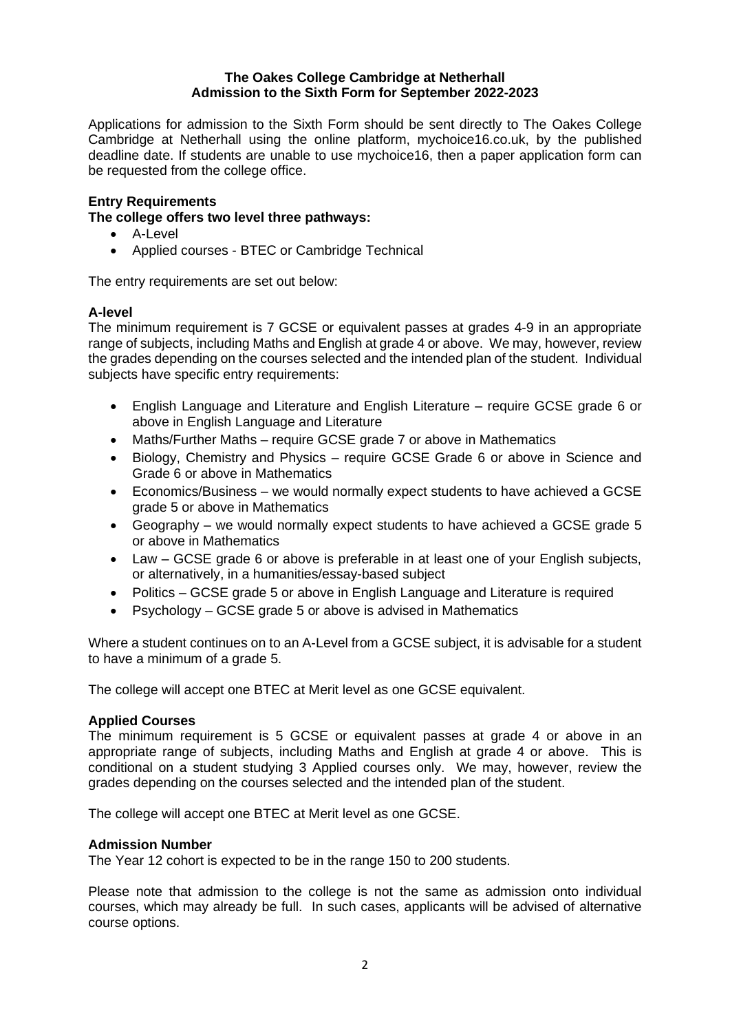**The Oakes College Cambridge at Netherhall**
**Admission to the Sixth Form for September 2022-2023**

Applications for admission to the Sixth Form should be sent directly to The Oakes College Cambridge at Netherhall using the online platform, mychoice16.co.uk, by the published deadline date. If students are unable to use mychoice16, then a paper application form can be requested from the college office.

**Entry Requirements**

**The college offers two level three pathways:**

- A-Level
- Applied courses - BTEC or Cambridge Technical

The entry requirements are set out below:

**A-level**

The minimum requirement is 7 GCSE or equivalent passes at grades 4-9 in an appropriate range of subjects, including Maths and English at grade 4 or above. We may, however, review the grades depending on the courses selected and the intended plan of the student. Individual subjects have specific entry requirements:

- English Language and Literature and English Literature – require GCSE grade 6 or above in English Language and Literature
- Maths/Further Maths – require GCSE grade 7 or above in Mathematics
- Biology, Chemistry and Physics – require GCSE Grade 6 or above in Science and Grade 6 or above in Mathematics
- Economics/Business – we would normally expect students to have achieved a GCSE grade 5 or above in Mathematics
- Geography – we would normally expect students to have achieved a GCSE grade 5 or above in Mathematics
- Law – GCSE grade 6 or above is preferable in at least one of your English subjects, or alternatively, in a humanities/essay-based subject
- Politics – GCSE grade 5 or above in English Language and Literature is required
- Psychology – GCSE grade 5 or above is advised in Mathematics

Where a student continues on to an A-Level from a GCSE subject, it is advisable for a student to have a minimum of a grade 5.

The college will accept one BTEC at Merit level as one GCSE equivalent.

**Applied Courses**

The minimum requirement is 5 GCSE or equivalent passes at grade 4 or above in an appropriate range of subjects, including Maths and English at grade 4 or above. This is conditional on a student studying 3 Applied courses only. We may, however, review the grades depending on the courses selected and the intended plan of the student.

The college will accept one BTEC at Merit level as one GCSE.

**Admission Number**

The Year 12 cohort is expected to be in the range 150 to 200 students.

Please note that admission to the college is not the same as admission onto individual courses, which may already be full. In such cases, applicants will be advised of alternative course options.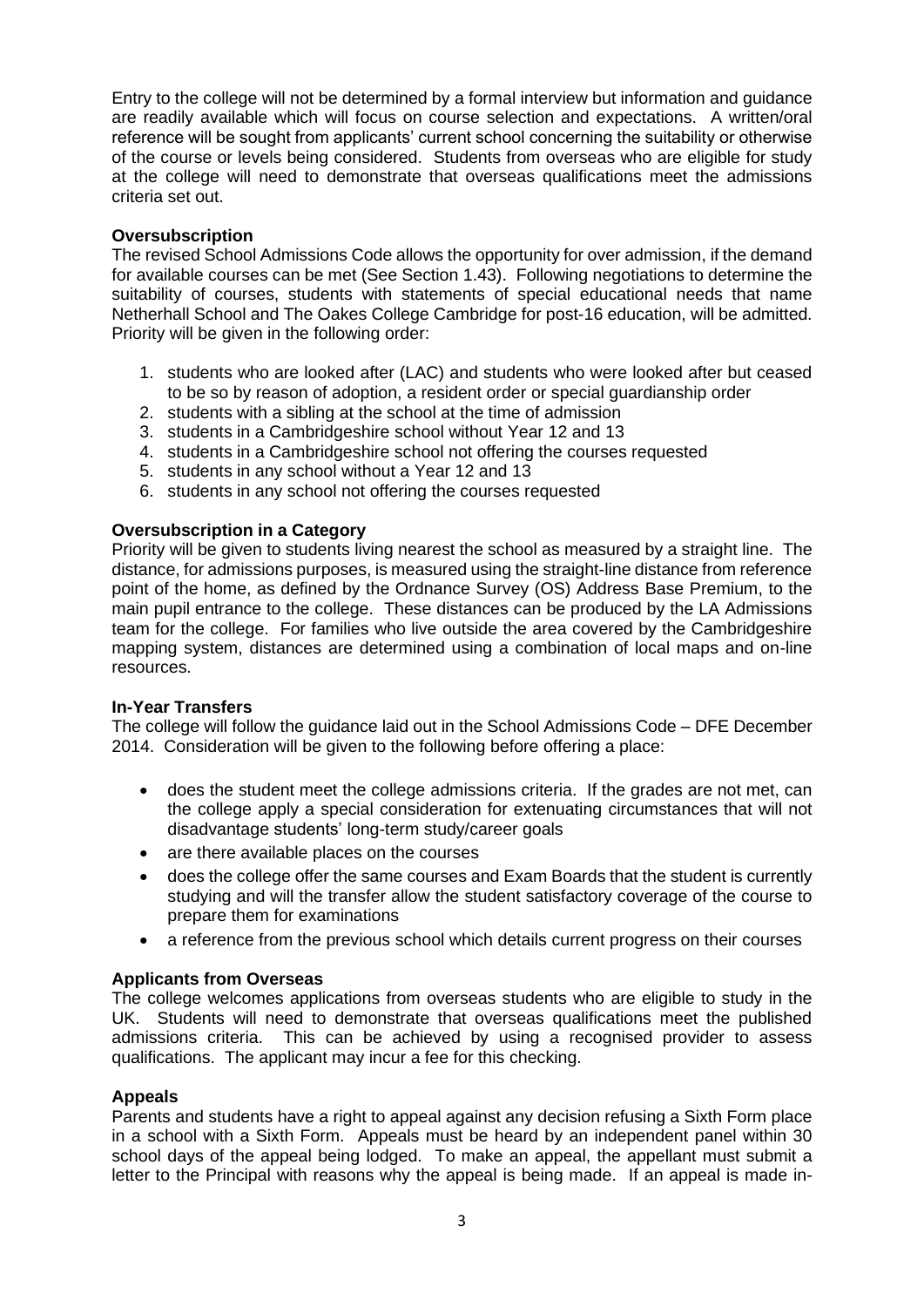Entry to the college will not be determined by a formal interview but information and guidance are readily available which will focus on course selection and expectations. A written/oral reference will be sought from applicants' current school concerning the suitability or otherwise of the course or levels being considered. Students from overseas who are eligible for study at the college will need to demonstrate that overseas qualifications meet the admissions criteria set out.

**Oversubscription**

The revised School Admissions Code allows the opportunity for over admission, if the demand for available courses can be met (See Section 1.43). Following negotiations to determine the suitability of courses, students with statements of special educational needs that name Netherhall School and The Oakes College Cambridge for post-16 education, will be admitted. Priority will be given in the following order:

1. students who are looked after (LAC) and students who were looked after but ceased to be so by reason of adoption, a resident order or special guardianship order
2. students with a sibling at the school at the time of admission
3. students in a Cambridgeshire school without Year 12 and 13
4. students in a Cambridgeshire school not offering the courses requested
5. students in any school without a Year 12 and 13
6. students in any school not offering the courses requested

**Oversubscription in a Category**

Priority will be given to students living nearest the school as measured by a straight line. The distance, for admissions purposes, is measured using the straight-line distance from reference point of the home, as defined by the Ordnance Survey (OS) Address Base Premium, to the main pupil entrance to the college. These distances can be produced by the LA Admissions team for the college. For families who live outside the area covered by the Cambridgeshire mapping system, distances are determined using a combination of local maps and on-line resources.

**In-Year Transfers**

The college will follow the guidance laid out in the School Admissions Code – DFE December 2014. Consideration will be given to the following before offering a place:

- does the student meet the college admissions criteria. If the grades are not met, can the college apply a special consideration for extenuating circumstances that will not disadvantage students' long-term study/career goals
- are there available places on the courses
- does the college offer the same courses and Exam Boards that the student is currently studying and will the transfer allow the student satisfactory coverage of the course to prepare them for examinations
- a reference from the previous school which details current progress on their courses

**Applicants from Overseas**

The college welcomes applications from overseas students who are eligible to study in the UK. Students will need to demonstrate that overseas qualifications meet the published admissions criteria. This can be achieved by using a recognised provider to assess qualifications. The applicant may incur a fee for this checking.

**Appeals**

Parents and students have a right to appeal against any decision refusing a Sixth Form place in a school with a Sixth Form. Appeals must be heard by an independent panel within 30 school days of the appeal being lodged. To make an appeal, the appellant must submit a letter to the Principal with reasons why the appeal is being made. If an appeal is made in-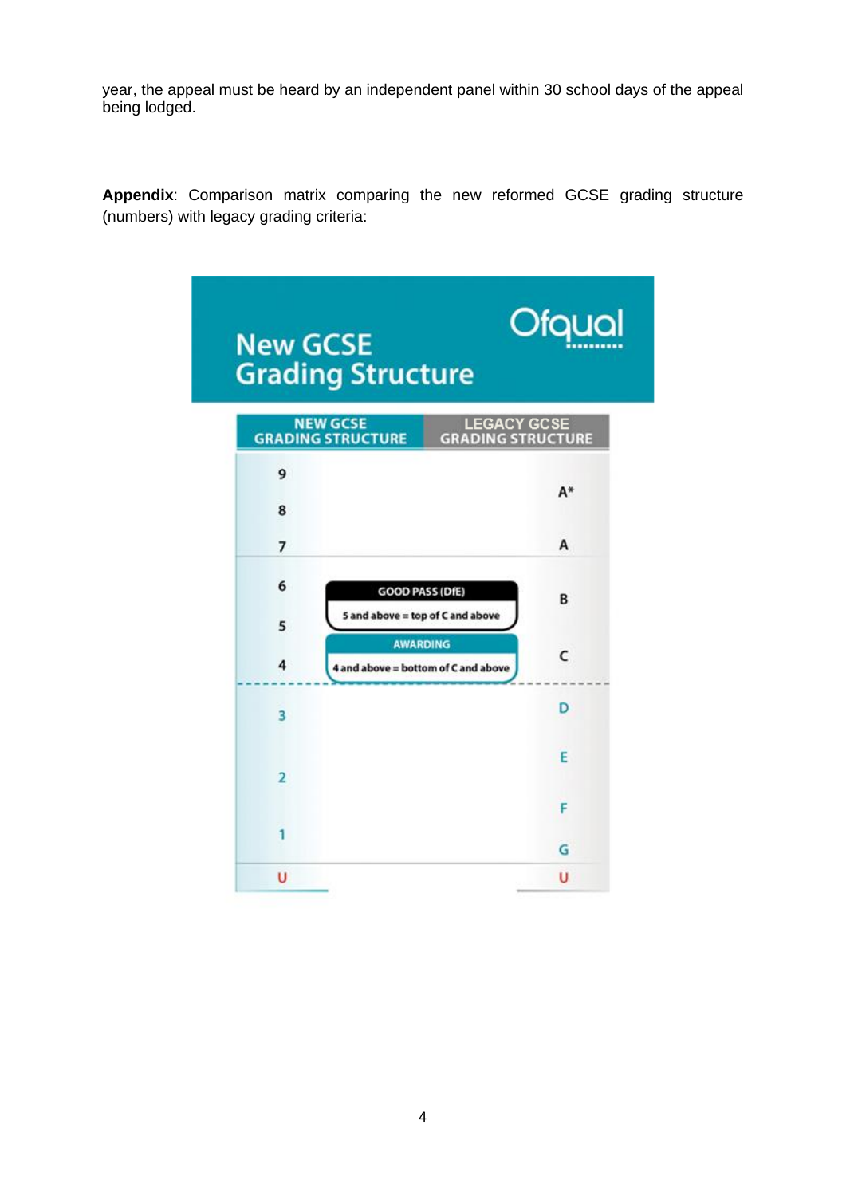year, the appeal must be heard by an independent panel within 30 school days of the appeal being lodged.

**Appendix**: Comparison matrix comparing the new reformed GCSE grading structure (numbers) with legacy grading criteria:

New GCSE Grading Structure

Ofqual

| NEW GCSE GRADING STRUCTURE | | LEGACY GCSE GRADING STRUCTURE |
| --- | --- | --- |
| 9 | | A* |
| 8 | | |
| 7 | | A |
| 6 | GOOD PASS (DfE) | B |
| 5 | 5 and above = top of C and above | |
| | AWARDING | |
| 4 | 4 and above = bottom of C and above | C |
| 3 | | D |
| | | E |
| 2 | | |
| | | F |
| 1 | | G |
| U | | U |